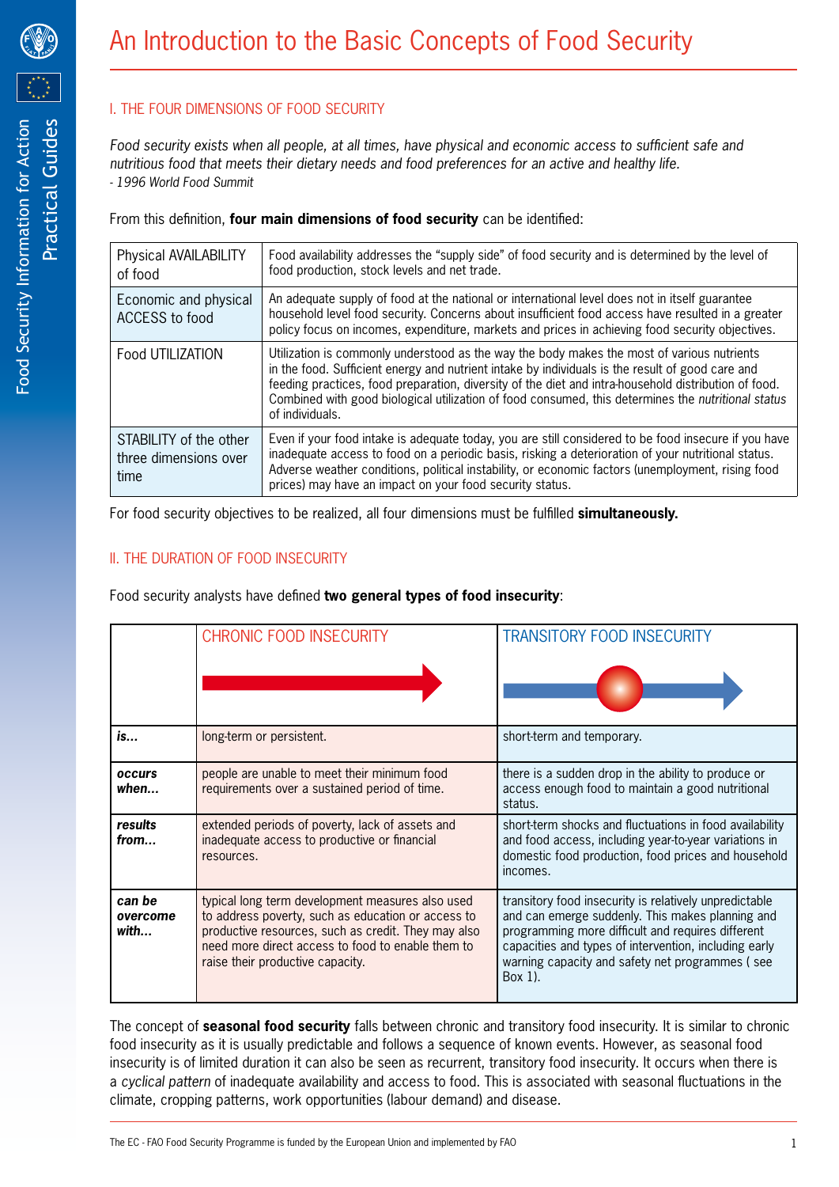# An Introduction to the Basic Concepts of Food Security

## I. THE FOUR DIMENSIONS OF FOOD SECURITY

*Food security exists when all people, at all times, have physical and economic access to sufficient safe and nutritious food that meets their dietary needs and food preferences for an active and healthy life.*
*- 1996 World Food Summit*

From this definition, **four main dimensions of food security** can be identified:

| | |
|---|---|
| Physical AVAILABILITY of food | Food availability addresses the "supply side" of food security and is determined by the level of food production, stock levels and net trade. |
| Economic and physical ACCESS to food | An adequate supply of food at the national or international level does not in itself guarantee household level food security. Concerns about insufficient food access have resulted in a greater policy focus on incomes, expenditure, markets and prices in achieving food security objectives. |
| Food UTILIZATION | Utilization is commonly understood as the way the body makes the most of various nutrients in the food. Sufficient energy and nutrient intake by individuals is the result of good care and feeding practices, food preparation, diversity of the diet and intra-household distribution of food. Combined with good biological utilization of food consumed, this determines the *nutritional status* of individuals. |
| STABILITY of the other three dimensions over time | Even if your food intake is adequate today, you are still considered to be food insecure if you have inadequate access to food on a periodic basis, risking a deterioration of your nutritional status. Adverse weather conditions, political instability, or economic factors (unemployment, rising food prices) may have an impact on your food security status. |

For food security objectives to be realized, all four dimensions must be fulfilled **simultaneously.**

## II. THE DURATION OF FOOD INSECURITY

Food security analysts have defined **two general types of food insecurity**:

| | CHRONIC FOOD INSECURITY | TRANSITORY FOOD INSECURITY |
|---|---|---|
| ***is...*** | long-term or persistent. | short-term and temporary. |
| ***occurs when...*** | people are unable to meet their minimum food requirements over a sustained period of time. | there is a sudden drop in the ability to produce or access enough food to maintain a good nutritional status. |
| ***results from...*** | extended periods of poverty, lack of assets and inadequate access to productive or financial resources. | short-term shocks and fluctuations in food availability and food access, including year-to-year variations in domestic food production, food prices and household incomes. |
| ***can be overcome with...*** | typical long term development measures also used to address poverty, such as education or access to productive resources, such as credit. They may also need more direct access to food to enable them to raise their productive capacity. | transitory food insecurity is relatively unpredictable and can emerge suddenly. This makes planning and programming more difficult and requires different capacities and types of intervention, including early warning capacity and safety net programmes ( see Box 1). |

The concept of **seasonal food security** falls between chronic and transitory food insecurity. It is similar to chronic food insecurity as it is usually predictable and follows a sequence of known events. However, as seasonal food insecurity is of limited duration it can also be seen as recurrent, transitory food insecurity. It occurs when there is a *cyclical pattern* of inadequate availability and access to food. This is associated with seasonal fluctuations in the climate, cropping patterns, work opportunities (labour demand) and disease.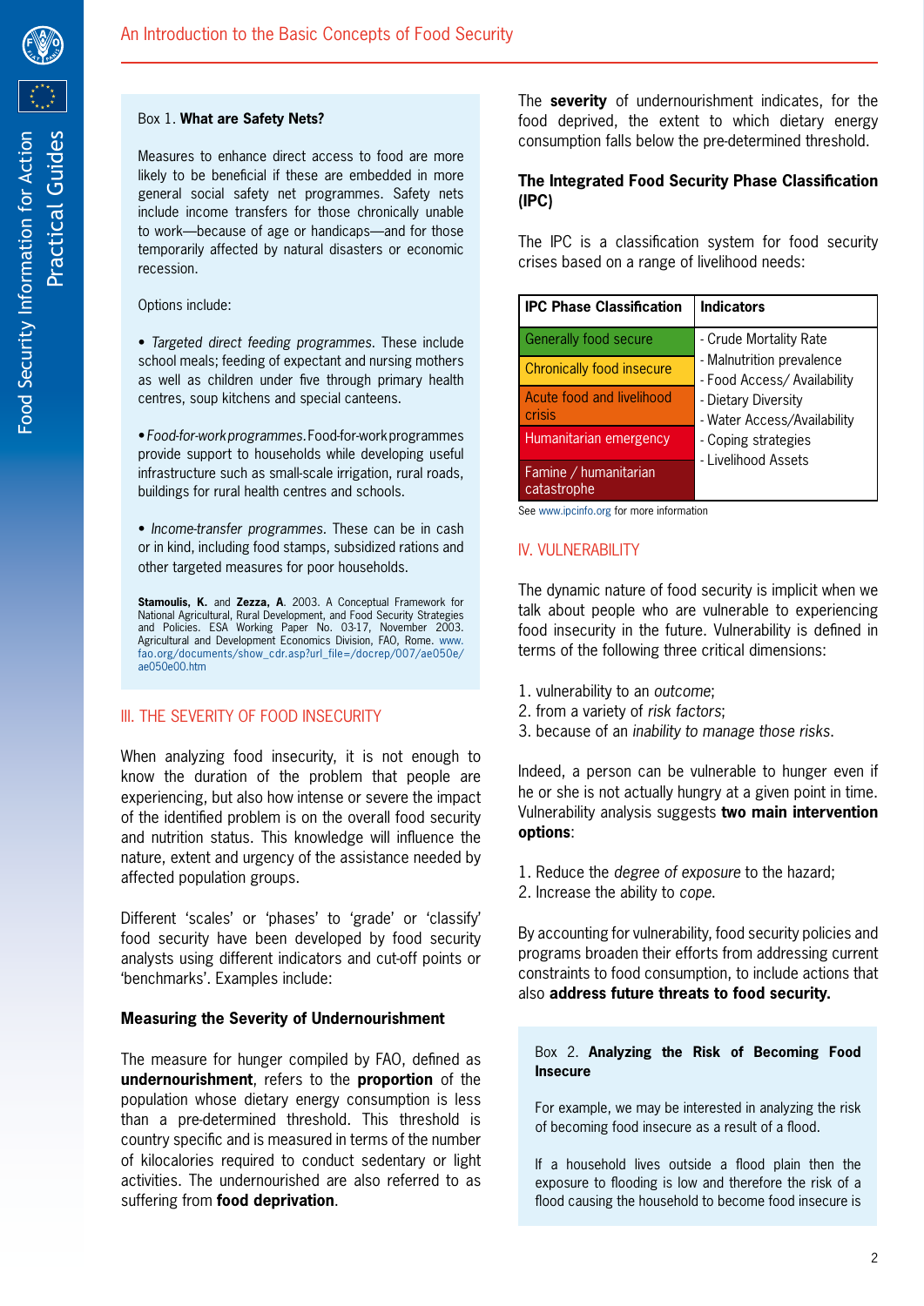> Box 1. **What are Safety Nets?**
>
> Measures to enhance direct access to food are more likely to be beneficial if these are embedded in more general social safety net programmes. Safety nets include income transfers for those chronically unable to work—because of age or handicaps—and for those temporarily affected by natural disasters or economic recession.
>
> Options include:
>
> • *Targeted direct feeding programmes.* These include school meals; feeding of expectant and nursing mothers as well as children under five through primary health centres, soup kitchens and special canteens.
>
> • *Food-for-work programmes.* Food-for-work programmes provide support to households while developing useful infrastructure such as small-scale irrigation, rural roads, buildings for rural health centres and schools.
>
> • *Income-transfer programmes.* These can be in cash or in kind, including food stamps, subsidized rations and other targeted measures for poor households.
>
> **Stamoulis, K.** and **Zezza, A**. 2003. A Conceptual Framework for National Agricultural, Rural Development, and Food Security Strategies and Policies. ESA Working Paper No. 03-17, November 2003. Agricultural and Development Economics Division, FAO, Rome. www.fao.org/documents/show_cdr.asp?url_file=/docrep/007/ae050e/ae050e00.htm

## III. THE SEVERITY OF FOOD INSECURITY

When analyzing food insecurity, it is not enough to know the duration of the problem that people are experiencing, but also how intense or severe the impact of the identified problem is on the overall food security and nutrition status. This knowledge will influence the nature, extent and urgency of the assistance needed by affected population groups.

Different 'scales' or 'phases' to 'grade' or 'classify' food security have been developed by food security analysts using different indicators and cut-off points or 'benchmarks'. Examples include:

### Measuring the Severity of Undernourishment

The measure for hunger compiled by FAO, defined as **undernourishment**, refers to the **proportion** of the population whose dietary energy consumption is less than a pre-determined threshold. This threshold is country specific and is measured in terms of the number of kilocalories required to conduct sedentary or light activities. The undernourished are also referred to as suffering from **food deprivation**.

The **severity** of undernourishment indicates, for the food deprived, the extent to which dietary energy consumption falls below the pre-determined threshold.

### The Integrated Food Security Phase Classification (IPC)

The IPC is a classification system for food security crises based on a range of livelihood needs:

| IPC Phase Classification | Indicators |
|---|---|
| Generally food secure | - Crude Mortality Rate |
| Chronically food insecure | - Malnutrition prevalence |
| Acute food and livelihood crisis | - Food Access/ Availability<br>- Dietary Diversity |
| Humanitarian emergency | - Water Access/Availability<br>- Coping strategies |
| Famine / humanitarian catastrophe | - Livelihood Assets |

See www.ipcinfo.org for more information

## IV. VULNERABILITY

The dynamic nature of food security is implicit when we talk about people who are vulnerable to experiencing food insecurity in the future. Vulnerability is defined in terms of the following three critical dimensions:

1. vulnerability to an *outcome*;
2. from a variety of *risk factors*;
3. because of an *inability to manage those risks*.

Indeed, a person can be vulnerable to hunger even if he or she is not actually hungry at a given point in time. Vulnerability analysis suggests **two main intervention options**:

1. Reduce the *degree of exposure* to the hazard;
2. Increase the ability to *cope*.

By accounting for vulnerability, food security policies and programs broaden their efforts from addressing current constraints to food consumption, to include actions that also **address future threats to food security.**

> Box 2. **Analyzing the Risk of Becoming Food Insecure**
>
> For example, we may be interested in analyzing the risk of becoming food insecure as a result of a flood.
>
> If a household lives outside a flood plain then the exposure to flooding is low and therefore the risk of a flood causing the household to become food insecure is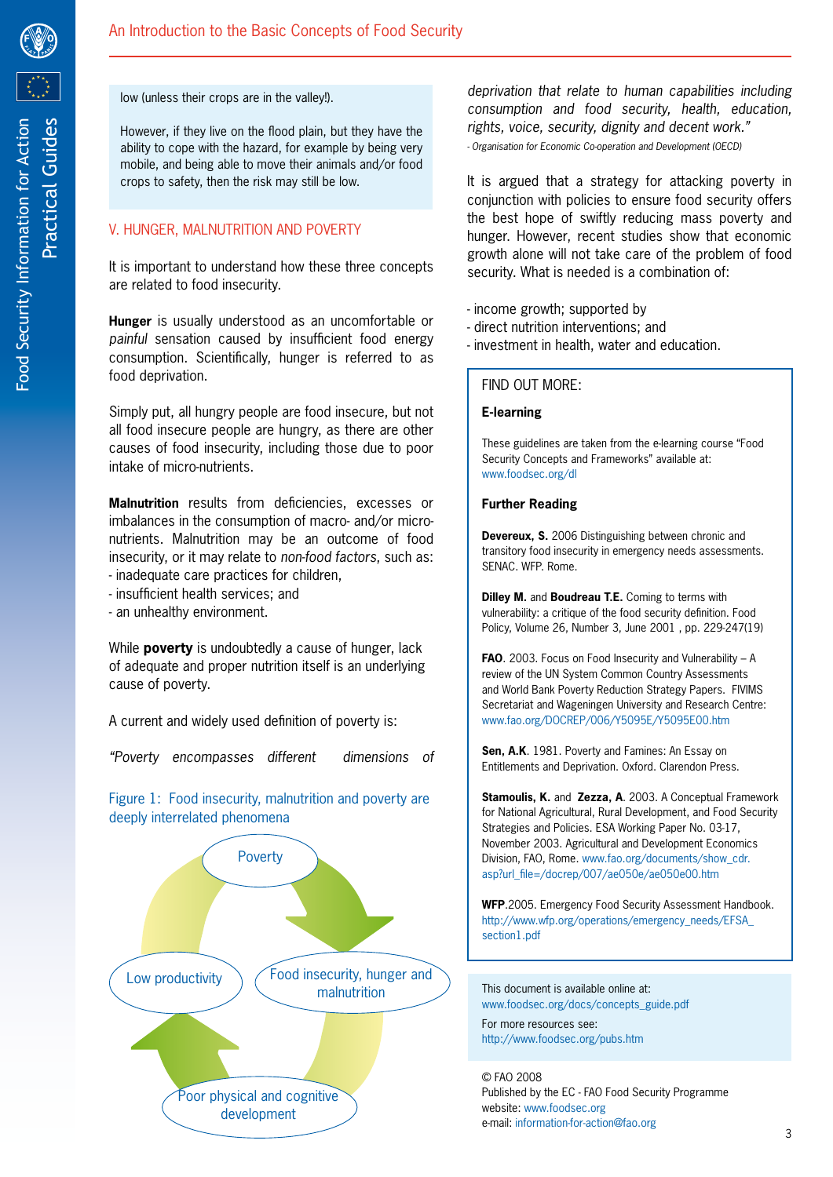low (unless their crops are in the valley!).

However, if they live on the flood plain, but they have the ability to cope with the hazard, for example by being very mobile, and being able to move their animals and/or food crops to safety, then the risk may still be low.

## V. HUNGER, MALNUTRITION AND POVERTY

It is important to understand how these three concepts are related to food insecurity.

**Hunger** is usually understood as an uncomfortable or *painful* sensation caused by insufficient food energy consumption. Scientifically, hunger is referred to as food deprivation.

Simply put, all hungry people are food insecure, but not all food insecure people are hungry, as there are other causes of food insecurity, including those due to poor intake of micro-nutrients.

**Malnutrition** results from deficiencies, excesses or imbalances in the consumption of macro- and/or micro-nutrients. Malnutrition may be an outcome of food insecurity, or it may relate to *non-food factors*, such as:
- inadequate care practices for children,
- insufficient health services; and
- an unhealthy environment.

While **poverty** is undoubtedly a cause of hunger, lack of adequate and proper nutrition itself is an underlying cause of poverty.

A current and widely used definition of poverty is:

*"Poverty encompasses different dimensions of deprivation that relate to human capabilities including consumption and food security, health, education, rights, voice, security, dignity and decent work."*

*- Organisation for Economic Co-operation and Development (OECD)*

Figure 1: Food insecurity, malnutrition and poverty are deeply interrelated phenomena

Poverty

Food insecurity, hunger and malnutrition

Poor physical and cognitive development

Low productivity

It is argued that a strategy for attacking poverty in conjunction with policies to ensure food security offers the best hope of swiftly reducing mass poverty and hunger. However, recent studies show that economic growth alone will not take care of the problem of food security. What is needed is a combination of:

- income growth; supported by
- direct nutrition interventions; and
- investment in health, water and education.

### FIND OUT MORE:

**E-learning**

These guidelines are taken from the e-learning course "Food Security Concepts and Frameworks" available at: www.foodsec.org/dl

**Further Reading**

**Devereux, S.** 2006 Distinguishing between chronic and transitory food insecurity in emergency needs assessments. SENAC. WFP. Rome.

**Dilley M.** and **Boudreau T.E.** Coming to terms with vulnerability: a critique of the food security definition. Food Policy, Volume 26, Number 3, June 2001 , pp. 229-247(19)

**FAO**. 2003. Focus on Food Insecurity and Vulnerability – A review of the UN System Common Country Assessments and World Bank Poverty Reduction Strategy Papers. FIVIMS Secretariat and Wageningen University and Research Centre: www.fao.org/DOCREP/006/Y5095E/Y5095E00.htm

**Sen, A.K**. 1981. Poverty and Famines: An Essay on Entitlements and Deprivation. Oxford. Clarendon Press.

**Stamoulis, K.** and **Zezza, A**. 2003. A Conceptual Framework for National Agricultural, Rural Development, and Food Security Strategies and Policies. ESA Working Paper No. 03-17, November 2003. Agricultural and Development Economics Division, FAO, Rome. www.fao.org/documents/show_cdr.asp?url_file=/docrep/007/ae050e/ae050e00.htm

**WFP**.2005. Emergency Food Security Assessment Handbook. http://www.wfp.org/operations/emergency_needs/EFSA_section1.pdf

This document is available online at: www.foodsec.org/docs/concepts_guide.pdf

For more resources see: http://www.foodsec.org/pubs.htm

© FAO 2008
Published by the EC - FAO Food Security Programme
website: www.foodsec.org
e-mail: information-for-action@fao.org